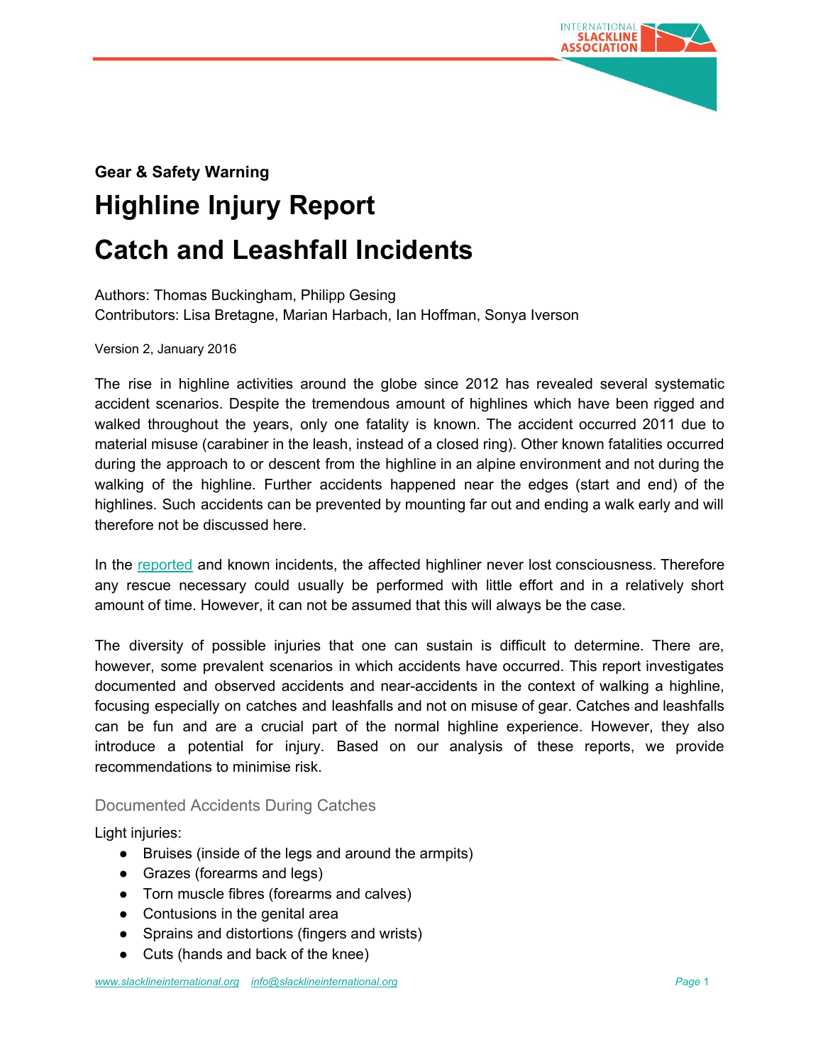**Gear & Safety Warning**

# Highline Injury Report

# Catch and Leashfall Incidents

Authors: Thomas Buckingham, Philipp Gesing
Contributors: Lisa Bretagne, Marian Harbach, Ian Hoffman, Sonya Iverson

Version 2, January 2016

The rise in highline activities around the globe since 2012 has revealed several systematic accident scenarios. Despite the tremendous amount of highlines which have been rigged and walked throughout the years, only one fatality is known. The accident occurred 2011 due to material misuse (carabiner in the leash, instead of a closed ring). Other known fatalities occurred during the approach to or descent from the highline in an alpine environment and not during the walking of the highline. Further accidents happened near the edges (start and end) of the highlines. Such accidents can be prevented by mounting far out and ending a walk early and will therefore not be discussed here.

In the reported and known incidents, the affected highliner never lost consciousness. Therefore any rescue necessary could usually be performed with little effort and in a relatively short amount of time. However, it can not be assumed that this will always be the case.

The diversity of possible injuries that one can sustain is difficult to determine. There are, however, some prevalent scenarios in which accidents have occurred. This report investigates documented and observed accidents and near-accidents in the context of walking a highline, focusing especially on catches and leashfalls and not on misuse of gear. Catches and leashfalls can be fun and are a crucial part of the normal highline experience. However, they also introduce a potential for injury. Based on our analysis of these reports, we provide recommendations to minimise risk.

## Documented Accidents During Catches

Light injuries:

- Bruises (inside of the legs and around the armpits)
- Grazes (forearms and legs)
- Torn muscle fibres (forearms and calves)
- Contusions in the genital area
- Sprains and distortions (fingers and wrists)
- Cuts (hands and back of the knee)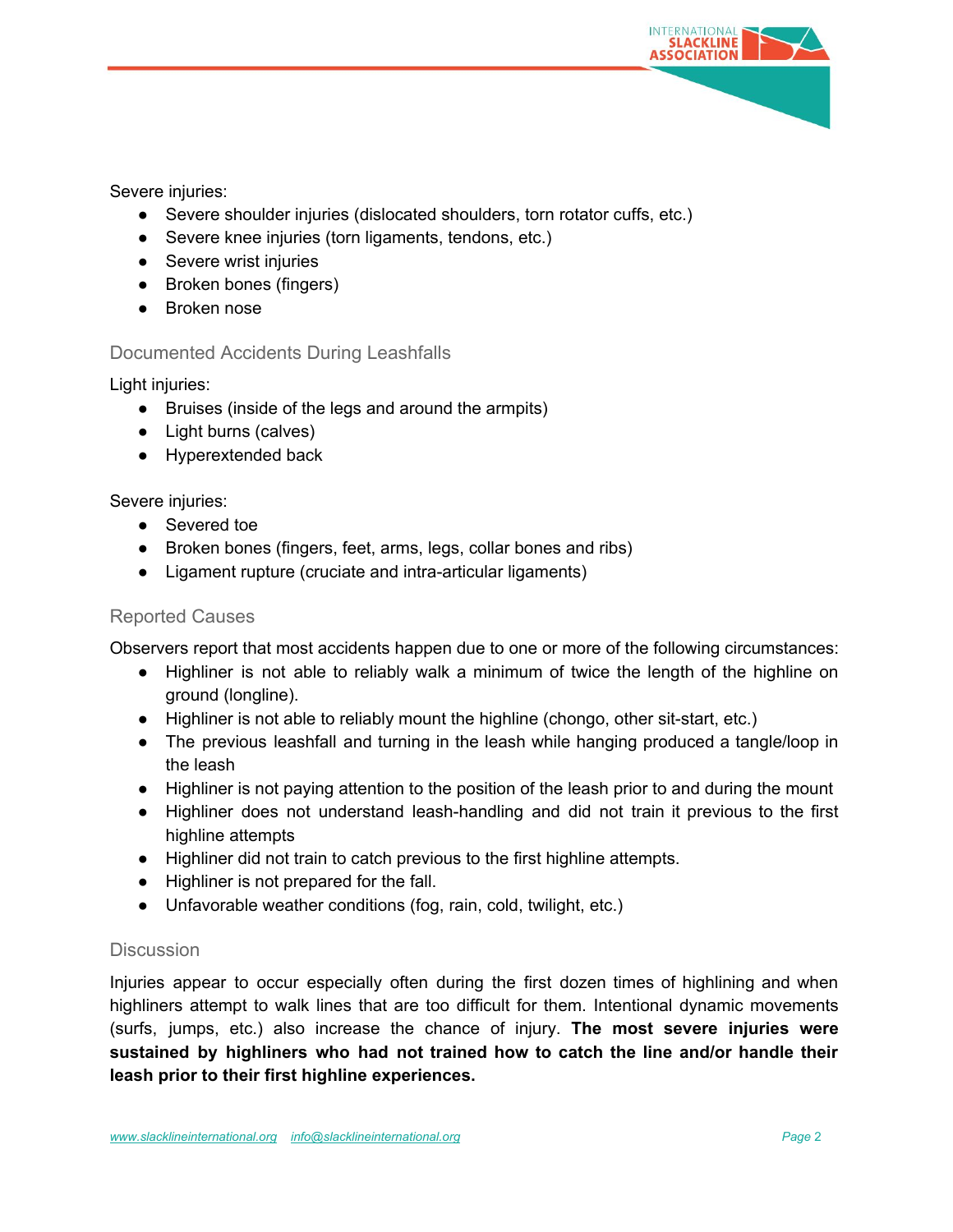Severe injuries:

- Severe shoulder injuries (dislocated shoulders, torn rotator cuffs, etc.)
- Severe knee injuries (torn ligaments, tendons, etc.)
- Severe wrist injuries
- Broken bones (fingers)
- Broken nose

### Documented Accidents During Leashfalls

Light injuries:

- Bruises (inside of the legs and around the armpits)
- Light burns (calves)
- Hyperextended back

Severe injuries:

- Severed toe
- Broken bones (fingers, feet, arms, legs, collar bones and ribs)
- Ligament rupture (cruciate and intra-articular ligaments)

### Reported Causes

Observers report that most accidents happen due to one or more of the following circumstances:

- Highliner is not able to reliably walk a minimum of twice the length of the highline on ground (longline).
- Highliner is not able to reliably mount the highline (chongo, other sit-start, etc.)
- The previous leashfall and turning in the leash while hanging produced a tangle/loop in the leash
- Highliner is not paying attention to the position of the leash prior to and during the mount
- Highliner does not understand leash-handling and did not train it previous to the first highline attempts
- Highliner did not train to catch previous to the first highline attempts.
- Highliner is not prepared for the fall.
- Unfavorable weather conditions (fog, rain, cold, twilight, etc.)

### Discussion

Injuries appear to occur especially often during the first dozen times of highlining and when highliners attempt to walk lines that are too difficult for them. Intentional dynamic movements (surfs, jumps, etc.) also increase the chance of injury. **The most severe injuries were sustained by highliners who had not trained how to catch the line and/or handle their leash prior to their first highline experiences.**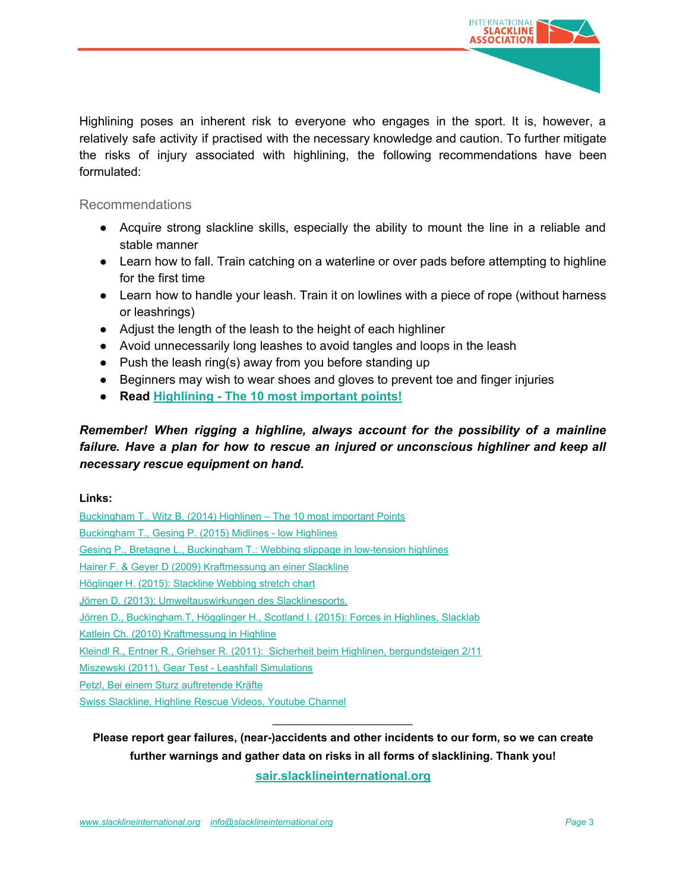Highlining poses an inherent risk to everyone who engages in the sport. It is, however, a relatively safe activity if practised with the necessary knowledge and caution. To further mitigate the risks of injury associated with highlining, the following recommendations have been formulated:

## Recommendations

- Acquire strong slackline skills, especially the ability to mount the line in a reliable and stable manner
- Learn how to fall. Train catching on a waterline or over pads before attempting to highline for the first time
- Learn how to handle your leash. Train it on lowlines with a piece of rope (without harness or leashrings)
- Adjust the length of the leash to the height of each highliner
- Avoid unnecessarily long leashes to avoid tangles and loops in the leash
- Push the leash ring(s) away from you before standing up
- Beginners may wish to wear shoes and gloves to prevent toe and finger injuries
- **Read Highlining - The 10 most important points!**

***Remember! When rigging a highline, always account for the possibility of a mainline failure. Have a plan for how to rescue an injured or unconscious highliner and keep all necessary rescue equipment on hand.***

**Links:**

Buckingham T., Witz B. (2014) Highlinen – The 10 most important Points
Buckingham T., Gesing P. (2015) Midlines - low Highlines
Gesing P., Bretagne L., Buckingham T.: Webbing slippage in low-tension highlines
Hairer F. & Geyer D (2009) Kraftmessung an einer Slackline
Höglinger H. (2015): Slackline Webbing stretch chart
Jörren D. (2013): Umweltauswirkungen des Slacklinesports.
Jörren D., Buckingham.T, Högglinger H., Scotland I. (2015): Forces in Highlines, Slacklab
Katlein Ch. (2010) Kraftmessung in Highline
Kleindl R., Entner R., Griehser R. (2011): Sicherheit beim Highlinen, bergundsteigen 2/11
Miszewski (2011), Gear Test - Leashfall Simulations
Petzl, Bei einem Sturz auftretende Kräfte
Swiss Slackline, Highline Rescue Videos, Youtube Channel

---

**Please report gear failures, (near-)accidents and other incidents to our form, so we can create further warnings and gather data on risks in all forms of slacklining. Thank you!**

**sair.slacklineinternational.org**